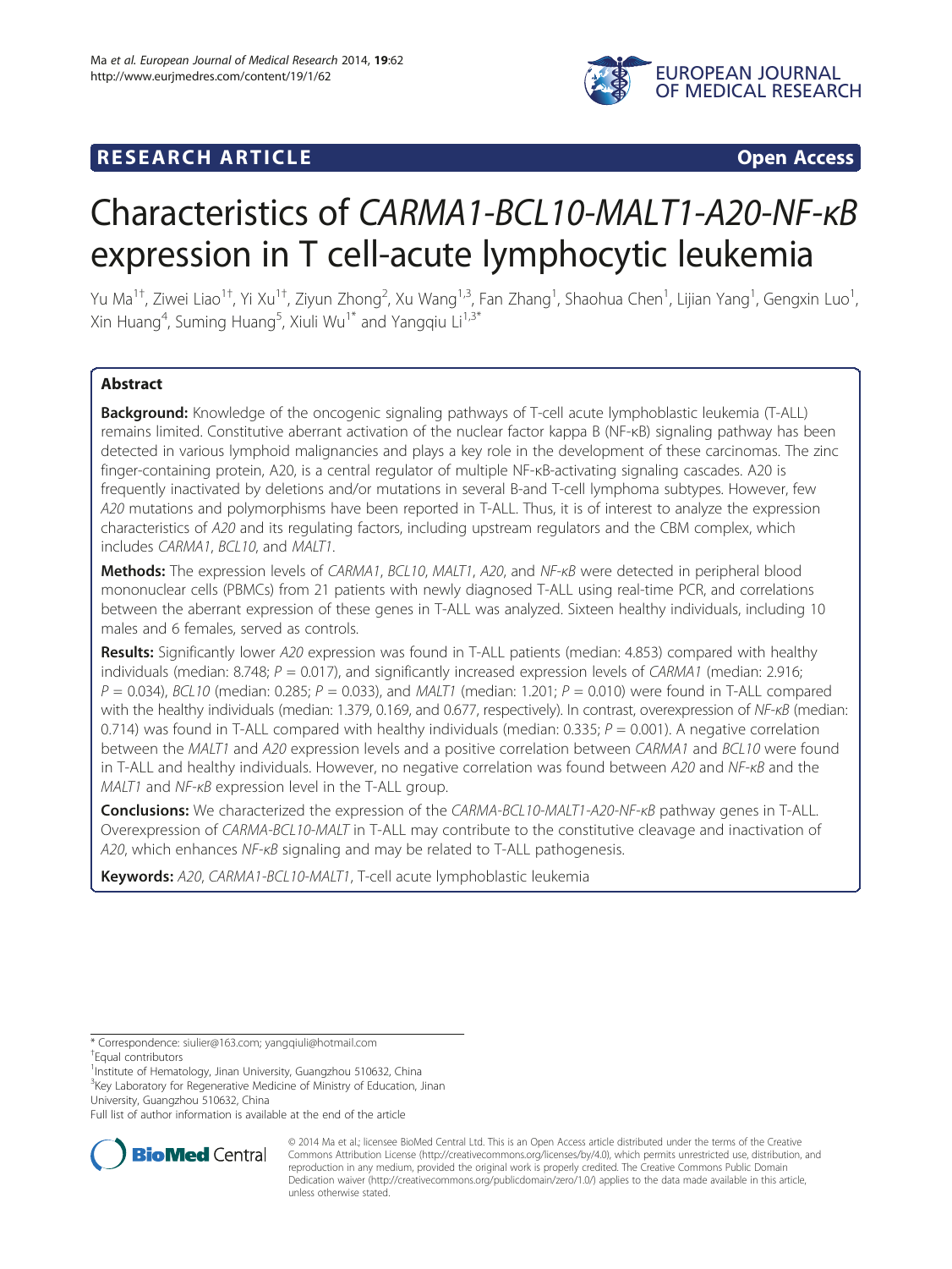**RESEARCH ARTICLE** **Open Access**

# Characteristics of *CARMA1-BCL10-MALT1-A20-NF-κB* expression in T cell-acute lymphocytic leukemia

Yu Ma[1†], Ziwei Liao[1†], Yi Xu[1†], Ziyun Zhong[2], Xu Wang[1,3], Fan Zhang[1], Shaohua Chen[1], Lijian Yang[1], Gengxin Luo[1], Xin Huang[4], Suming Huang[5], Xiuli Wu[1*] and Yangqiu Li[1,3*]

## Abstract

**Background:** Knowledge of the oncogenic signaling pathways of T-cell acute lymphoblastic leukemia (T-ALL) remains limited. Constitutive aberrant activation of the nuclear factor kappa B (NF-κB) signaling pathway has been detected in various lymphoid malignancies and plays a key role in the development of these carcinomas. The zinc finger-containing protein, A20, is a central regulator of multiple NF-κB-activating signaling cascades. A20 is frequently inactivated by deletions and/or mutations in several B-and T-cell lymphoma subtypes. However, few *A20* mutations and polymorphisms have been reported in T-ALL. Thus, it is of interest to analyze the expression characteristics of *A20* and its regulating factors, including upstream regulators and the CBM complex, which includes *CARMA1*, *BCL10*, and *MALT1*.

**Methods:** The expression levels of *CARMA1*, *BCL10*, *MALT1*, *A20*, and *NF-κB* were detected in peripheral blood mononuclear cells (PBMCs) from 21 patients with newly diagnosed T-ALL using real-time PCR, and correlations between the aberrant expression of these genes in T-ALL was analyzed. Sixteen healthy individuals, including 10 males and 6 females, served as controls.

**Results:** Significantly lower *A20* expression was found in T-ALL patients (median: 4.853) compared with healthy individuals (median: 8.748; $P = 0.017$), and significantly increased expression levels of *CARMA1* (median: 2.916; $P = 0.034$), *BCL10* (median: 0.285; $P = 0.033$), and *MALT1* (median: 1.201; $P = 0.010$) were found in T-ALL compared with the healthy individuals (median: 1.379, 0.169, and 0.677, respectively). In contrast, overexpression of *NF-κB* (median: 0.714) was found in T-ALL compared with healthy individuals (median: 0.335; $P = 0.001$). A negative correlation between the *MALT1* and *A20* expression levels and a positive correlation between *CARMA1* and *BCL10* were found in T-ALL and healthy individuals. However, no negative correlation was found between *A20* and *NF-κB* and the *MALT1* and *NF-κB* expression level in the T-ALL group.

**Conclusions:** We characterized the expression of the *CARMA-BCL10-MALT1-A20-NF-κB* pathway genes in T-ALL. Overexpression of *CARMA-BCL10-MALT* in T-ALL may contribute to the constitutive cleavage and inactivation of *A20*, which enhances *NF-κB* signaling and may be related to T-ALL pathogenesis.

**Keywords:** *A20*, *CARMA1-BCL10-MALT1*, T-cell acute lymphoblastic leukemia

\* Correspondence: siulier@163.com; yangqiuli@hotmail.com
†Equal contributors
[1]Institute of Hematology, Jinan University, Guangzhou 510632, China
[3]Key Laboratory for Regenerative Medicine of Ministry of Education, Jinan University, Guangzhou 510632, China
Full list of author information is available at the end of the article

© 2014 Ma et al.; licensee BioMed Central Ltd. This is an Open Access article distributed under the terms of the Creative Commons Attribution License (http://creativecommons.org/licenses/by/4.0), which permits unrestricted use, distribution, and reproduction in any medium, provided the original work is properly credited. The Creative Commons Public Domain Dedication waiver (http://creativecommons.org/publicdomain/zero/1.0/) applies to the data made available in this article, unless otherwise stated.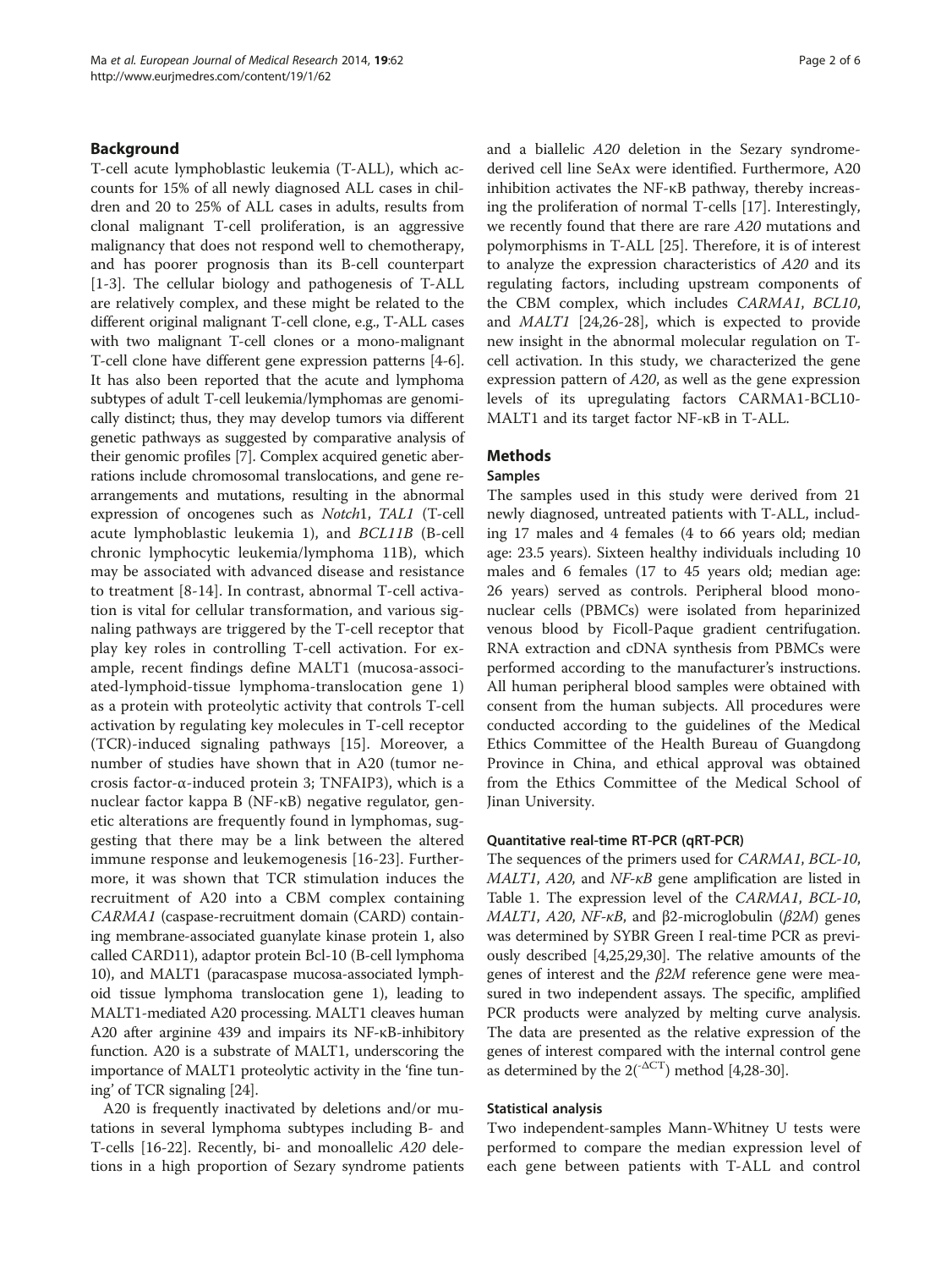## Background

T-cell acute lymphoblastic leukemia (T-ALL), which accounts for 15% of all newly diagnosed ALL cases in children and 20 to 25% of ALL cases in adults, results from clonal malignant T-cell proliferation, is an aggressive malignancy that does not respond well to chemotherapy, and has poorer prognosis than its B-cell counterpart [1-3]. The cellular biology and pathogenesis of T-ALL are relatively complex, and these might be related to the different original malignant T-cell clone, e.g., T-ALL cases with two malignant T-cell clones or a mono-malignant T-cell clone have different gene expression patterns [4-6]. It has also been reported that the acute and lymphoma subtypes of adult T-cell leukemia/lymphomas are genomically distinct; thus, they may develop tumors via different genetic pathways as suggested by comparative analysis of their genomic profiles [7]. Complex acquired genetic aberrations include chromosomal translocations, and gene rearrangements and mutations, resulting in the abnormal expression of oncogenes such as *Notch*1, *TAL1* (T-cell acute lymphoblastic leukemia 1), and *BCL11B* (B-cell chronic lymphocytic leukemia/lymphoma 11B), which may be associated with advanced disease and resistance to treatment [8-14]. In contrast, abnormal T-cell activation is vital for cellular transformation, and various signaling pathways are triggered by the T-cell receptor that play key roles in controlling T-cell activation. For example, recent findings define MALT1 (mucosa-associated-lymphoid-tissue lymphoma-translocation gene 1) as a protein with proteolytic activity that controls T-cell activation by regulating key molecules in T-cell receptor (TCR)-induced signaling pathways [15]. Moreover, a number of studies have shown that in A20 (tumor necrosis factor-α-induced protein 3; TNFAIP3), which is a nuclear factor kappa B (NF-κB) negative regulator, genetic alterations are frequently found in lymphomas, suggesting that there may be a link between the altered immune response and leukemogenesis [16-23]. Furthermore, it was shown that TCR stimulation induces the recruitment of A20 into a CBM complex containing *CARMA1* (caspase-recruitment domain (CARD) containing membrane-associated guanylate kinase protein 1, also called CARD11), adaptor protein Bcl-10 (B-cell lymphoma 10), and MALT1 (paracaspase mucosa-associated lymphoid tissue lymphoma translocation gene 1), leading to MALT1-mediated A20 processing. MALT1 cleaves human A20 after arginine 439 and impairs its NF-κB-inhibitory function. A20 is a substrate of MALT1, underscoring the importance of MALT1 proteolytic activity in the 'fine tuning' of TCR signaling [24].

A20 is frequently inactivated by deletions and/or mutations in several lymphoma subtypes including B- and T-cells [16-22]. Recently, bi- and monoallelic *A20* deletions in a high proportion of Sezary syndrome patients and a biallelic *A20* deletion in the Sezary syndrome-derived cell line SeAx were identified. Furthermore, A20 inhibition activates the NF-κB pathway, thereby increasing the proliferation of normal T-cells [17]. Interestingly, we recently found that there are rare *A20* mutations and polymorphisms in T-ALL [25]. Therefore, it is of interest to analyze the expression characteristics of *A20* and its regulating factors, including upstream components of the CBM complex, which includes *CARMA1*, *BCL10*, and *MALT1* [24,26-28], which is expected to provide new insight in the abnormal molecular regulation on T-cell activation. In this study, we characterized the gene expression pattern of *A20*, as well as the gene expression levels of its upregulating factors CARMA1-BCL10-MALT1 and its target factor NF-κB in T-ALL.

## Methods

### Samples

The samples used in this study were derived from 21 newly diagnosed, untreated patients with T-ALL, including 17 males and 4 females (4 to 66 years old; median age: 23.5 years). Sixteen healthy individuals including 10 males and 6 females (17 to 45 years old; median age: 26 years) served as controls. Peripheral blood mononuclear cells (PBMCs) were isolated from heparinized venous blood by Ficoll-Paque gradient centrifugation. RNA extraction and cDNA synthesis from PBMCs were performed according to the manufacturer's instructions. All human peripheral blood samples were obtained with consent from the human subjects. All procedures were conducted according to the guidelines of the Medical Ethics Committee of the Health Bureau of Guangdong Province in China, and ethical approval was obtained from the Ethics Committee of the Medical School of Jinan University.

### Quantitative real-time RT-PCR (qRT-PCR)

The sequences of the primers used for *CARMA1*, *BCL-10*, *MALT1*, *A20*, and *NF-κB* gene amplification are listed in Table 1. The expression level of the *CARMA1*, *BCL-10*, *MALT1*, *A20*, *NF-κB*, and β2-microglobulin (*β2M*) genes was determined by SYBR Green I real-time PCR as previously described [4,25,29,30]. The relative amounts of the genes of interest and the *β2M* reference gene were measured in two independent assays. The specific, amplified PCR products were analyzed by melting curve analysis. The data are presented as the relative expression of the genes of interest compared with the internal control gene as determined by the $2^{(-\Delta CT)}$ method [4,28-30].

### Statistical analysis

Two independent-samples Mann-Whitney U tests were performed to compare the median expression level of each gene between patients with T-ALL and control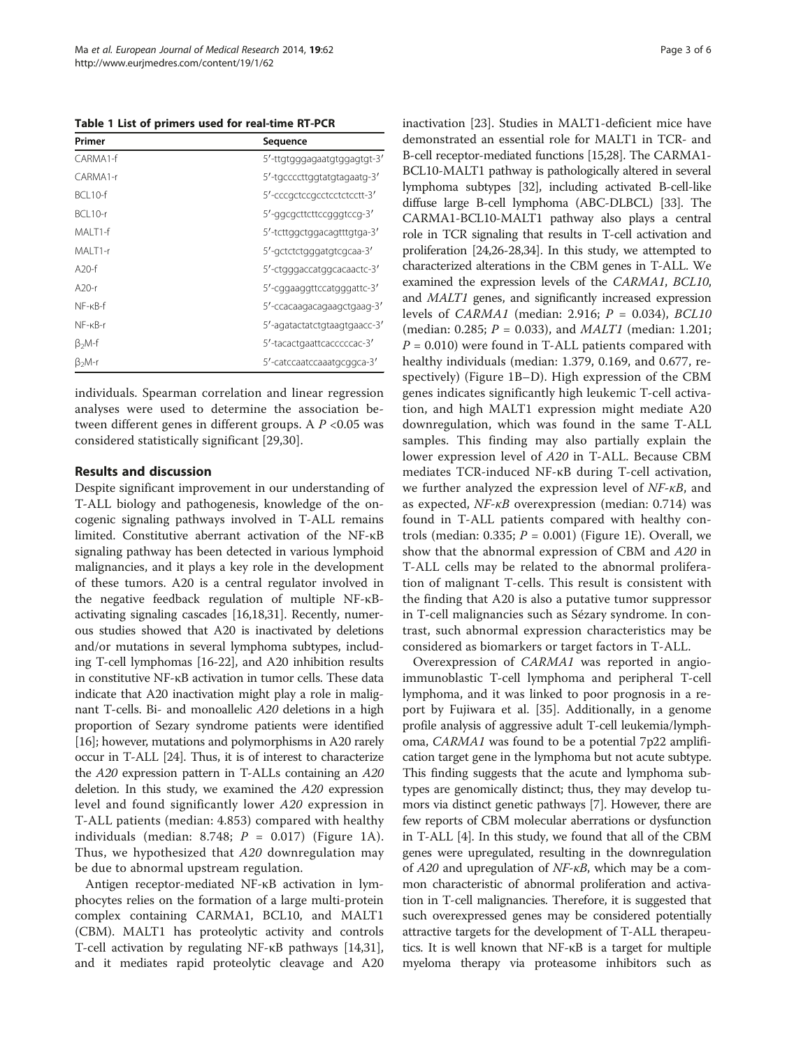**Table 1 List of primers used for real-time RT-PCR**

| Primer | Sequence |
| --- | --- |
| CARMA1-f | 5′-ttgtgggagaatgtggagtgt-3′ |
| CARMA1-r | 5′-tgccccttggtatgtagaatg-3′ |
| BCL10-f | 5′-cccgctccgcctcctctcctt-3′ |
| BCL10-r | 5′-ggcgcttcttccgggtccg-3′ |
| MALT1-f | 5′-tcttggctggacagtttgtga-3′ |
| MALT1-r | 5′-gctctctgggatgtcgcaa-3′ |
| A20-f | 5′-ctgggaccatggcacaactc-3′ |
| A20-r | 5′-cggaaggttccatgggattc-3′ |
| NF-κB-f | 5′-ccacaagacagaagctgaag-3′ |
| NF-κB-r | 5′-agatactatctgtaagtgaacc-3′ |
| $\beta_2$M-f | 5′-tacactgaattcacccccac-3′ |
| $\beta_2$M-r | 5′-catccaatccaaatgcggca-3′ |

individuals. Spearman correlation and linear regression analyses were used to determine the association between different genes in different groups. A $P$ <0.05 was considered statistically significant [29,30].

## Results and discussion

Despite significant improvement in our understanding of T-ALL biology and pathogenesis, knowledge of the oncogenic signaling pathways involved in T-ALL remains limited. Constitutive aberrant activation of the NF-κB signaling pathway has been detected in various lymphoid malignancies, and it plays a key role in the development of these tumors. A20 is a central regulator involved in the negative feedback regulation of multiple NF-κB-activating signaling cascades [16,18,31]. Recently, numerous studies showed that A20 is inactivated by deletions and/or mutations in several lymphoma subtypes, including T-cell lymphomas [16-22], and A20 inhibition results in constitutive NF-κB activation in tumor cells. These data indicate that A20 inactivation might play a role in malignant T-cells. Bi- and monoallelic *A20* deletions in a high proportion of Sezary syndrome patients were identified [16]; however, mutations and polymorphisms in A20 rarely occur in T-ALL [24]. Thus, it is of interest to characterize the *A20* expression pattern in T-ALLs containing an *A20* deletion. In this study, we examined the *A20* expression level and found significantly lower *A20* expression in T-ALL patients (median: 4.853) compared with healthy individuals (median: 8.748; $P$ = 0.017) (Figure 1A). Thus, we hypothesized that *A20* downregulation may be due to abnormal upstream regulation.

Antigen receptor-mediated NF-κB activation in lymphocytes relies on the formation of a large multi-protein complex containing CARMA1, BCL10, and MALT1 (CBM). MALT1 has proteolytic activity and controls T-cell activation by regulating NF-κB pathways [14,31], and it mediates rapid proteolytic cleavage and A20 inactivation [23]. Studies in MALT1-deficient mice have demonstrated an essential role for MALT1 in TCR- and B-cell receptor-mediated functions [15,28]. The CARMA1-BCL10-MALT1 pathway is pathologically altered in several lymphoma subtypes [32], including activated B-cell-like diffuse large B-cell lymphoma (ABC-DLBCL) [33]. The CARMA1-BCL10-MALT1 pathway also plays a central role in TCR signaling that results in T-cell activation and proliferation [24,26-28,34]. In this study, we attempted to characterized alterations in the CBM genes in T-ALL. We examined the expression levels of the *CARMA1*, *BCL10*, and *MALT1* genes, and significantly increased expression levels of *CARMA1* (median: 2.916; $P$ = 0.034), *BCL10* (median: 0.285; $P$ = 0.033), and *MALT1* (median: 1.201; $P$ = 0.010) were found in T-ALL patients compared with healthy individuals (median: 1.379, 0.169, and 0.677, respectively) (Figure 1B–D). High expression of the CBM genes indicates significantly high leukemic T-cell activation, and high MALT1 expression might mediate A20 downregulation, which was found in the same T-ALL samples. This finding may also partially explain the lower expression level of *A20* in T-ALL. Because CBM mediates TCR-induced NF-κB during T-cell activation, we further analyzed the expression level of *NF-κB*, and as expected, *NF-κB* overexpression (median: 0.714) was found in T-ALL patients compared with healthy controls (median: 0.335; $P$ = 0.001) (Figure 1E). Overall, we show that the abnormal expression of CBM and *A20* in T-ALL cells may be related to the abnormal proliferation of malignant T-cells. This result is consistent with the finding that A20 is also a putative tumor suppressor in T-cell malignancies such as Sézary syndrome. In contrast, such abnormal expression characteristics may be considered as biomarkers or target factors in T-ALL.

Overexpression of *CARMA1* was reported in angioimmunoblastic T-cell lymphoma and peripheral T-cell lymphoma, and it was linked to poor prognosis in a report by Fujiwara et al. [35]. Additionally, in a genome profile analysis of aggressive adult T-cell leukemia/lymphoma, *CARMA1* was found to be a potential 7p22 amplification target gene in the lymphoma but not acute subtype. This finding suggests that the acute and lymphoma subtypes are genomically distinct; thus, they may develop tumors via distinct genetic pathways [7]. However, there are few reports of CBM molecular aberrations or dysfunction in T-ALL [4]. In this study, we found that all of the CBM genes were upregulated, resulting in the downregulation of *A20* and upregulation of *NF-κB*, which may be a common characteristic of abnormal proliferation and activation in T-cell malignancies. Therefore, it is suggested that such overexpressed genes may be considered potentially attractive targets for the development of T-ALL therapeutics. It is well known that NF-κB is a target for multiple myeloma therapy via proteasome inhibitors such as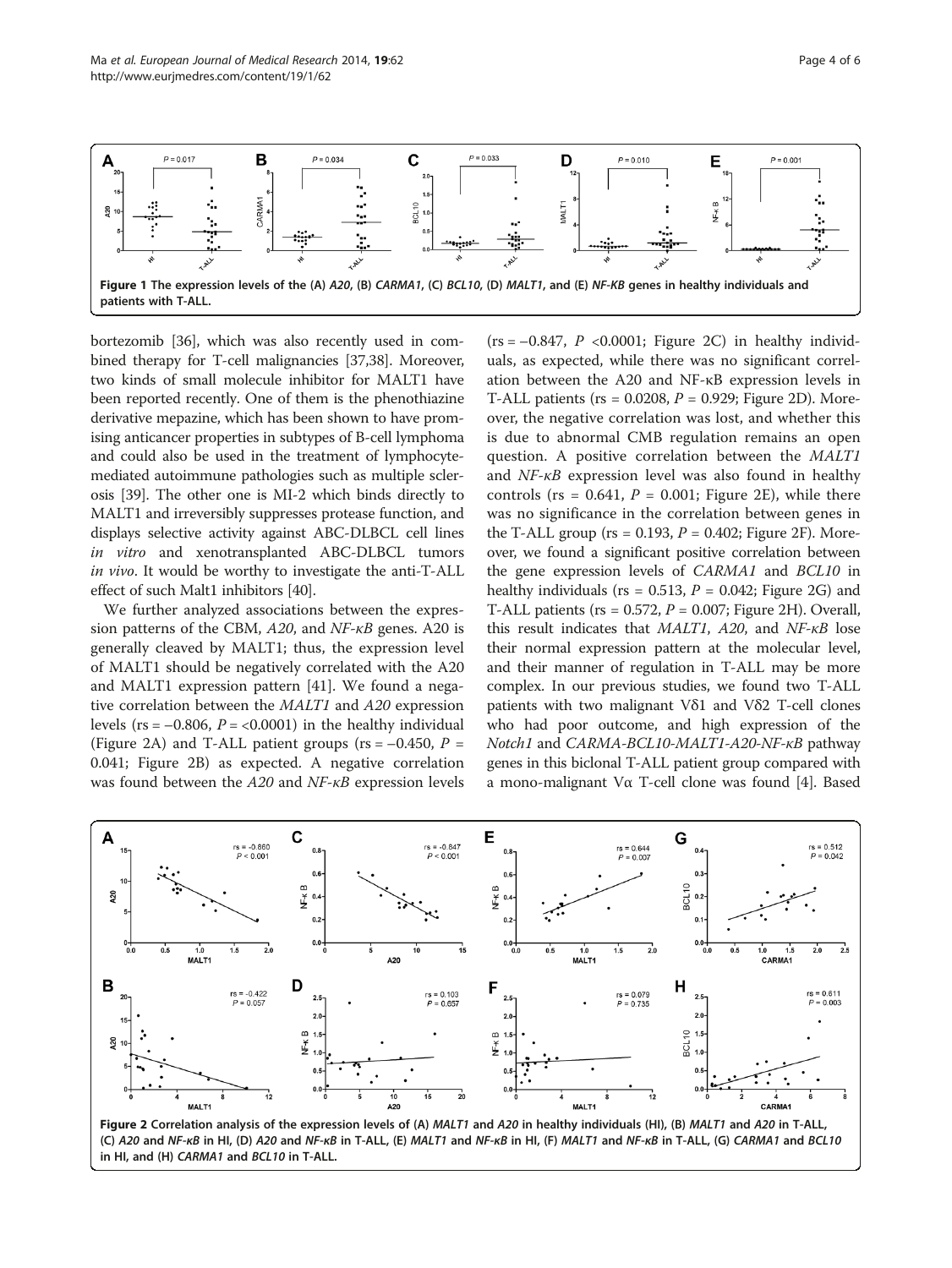Figure 1 The expression levels of the (A) *A20*, (B) *CARMA1*, (C) *BCL10*, (D) *MALT1*, and (E) *NF-KB* genes in healthy individuals and patients with T-ALL.

bortezomib [36], which was also recently used in combined therapy for T-cell malignancies [37,38]. Moreover, two kinds of small molecule inhibitor for MALT1 have been reported recently. One of them is the phenothiazine derivative mepazine, which has been shown to have promising anticancer properties in subtypes of B-cell lymphoma and could also be used in the treatment of lymphocyte-mediated autoimmune pathologies such as multiple sclerosis [39]. The other one is MI-2 which binds directly to MALT1 and irreversibly suppresses protease function, and displays selective activity against ABC-DLBCL cell lines *in vitro* and xenotransplanted ABC-DLBCL tumors *in vivo*. It would be worthy to investigate the anti-T-ALL effect of such Malt1 inhibitors [40].

We further analyzed associations between the expression patterns of the CBM, *A20*, and *NF-κB* genes. A20 is generally cleaved by MALT1; thus, the expression level of MALT1 should be negatively correlated with the A20 and MALT1 expression pattern [41]. We found a negative correlation between the *MALT1* and *A20* expression levels (rs = −0.806, $P$ = <0.0001) in the healthy individual (Figure 2A) and T-ALL patient groups (rs = −0.450, $P$ = 0.041; Figure 2B) as expected. A negative correlation was found between the *A20* and *NF-κB* expression levels (rs = −0.847, $P$ <0.0001; Figure 2C) in healthy individuals, as expected, while there was no significant correlation between the A20 and NF-κB expression levels in T-ALL patients (rs = 0.0208, $P$ = 0.929; Figure 2D). Moreover, the negative correlation was lost, and whether this is due to abnormal CMB regulation remains an open question. A positive correlation between the *MALT1* and *NF-κB* expression level was also found in healthy controls (rs = 0.641, $P$ = 0.001; Figure 2E), while there was no significance in the correlation between genes in the T-ALL group (rs = 0.193, $P$ = 0.402; Figure 2F). Moreover, we found a significant positive correlation between the gene expression levels of *CARMA1* and *BCL10* in healthy individuals (rs = 0.513, $P$ = 0.042; Figure 2G) and T-ALL patients (rs = 0.572, $P$ = 0.007; Figure 2H). Overall, this result indicates that *MALT1*, *A20*, and *NF-κB* lose their normal expression pattern at the molecular level, and their manner of regulation in T-ALL may be more complex. In our previous studies, we found two T-ALL patients with two malignant Vδ1 and Vδ2 T-cell clones who had poor outcome, and high expression of the *Notch1* and *CARMA-BCL10-MALT1-A20-NF-κB* pathway genes in this biclonal T-ALL patient group compared with a mono-malignant Vα T-cell clone was found [4]. Based

Figure 2 Correlation analysis of the expression levels of (A) *MALT1* and *A20* in healthy individuals (HI), (B) *MALT1* and *A20* in T-ALL, (C) *A20* and *NF-κB* in HI, (D) *A20* and *NF-κB* in T-ALL, (E) *MALT1* and *NF-κB* in HI, (F) *MALT1* and *NF-κB* in T-ALL, (G) *CARMA1* and *BCL10* in HI, and (H) *CARMA1* and *BCL10* in T-ALL.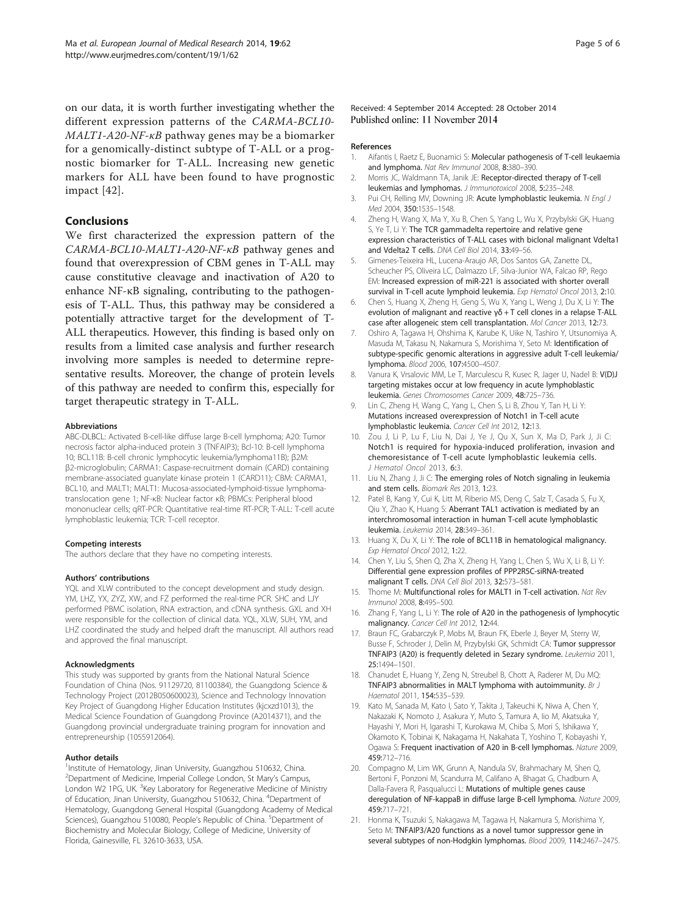on our data, it is worth further investigating whether the different expression patterns of the *CARMA-BCL10-MALT1-A20-NF-κB* pathway genes may be a biomarker for a genomically-distinct subtype of T-ALL or a prognostic biomarker for T-ALL. Increasing new genetic markers for ALL have been found to have prognostic impact [42].

## Conclusions

We first characterized the expression pattern of the *CARMA-BCL10-MALT1-A20-NF-κB* pathway genes and found that overexpression of CBM genes in T-ALL may cause constitutive cleavage and inactivation of A20 to enhance NF-κB signaling, contributing to the pathogenesis of T-ALL. Thus, this pathway may be considered a potentially attractive target for the development of T-ALL therapeutics. However, this finding is based only on results from a limited case analysis and further research involving more samples is needed to determine representative results. Moreover, the change of protein levels of this pathway are needed to confirm this, especially for target therapeutic strategy in T-ALL.

#### Abbreviations

ABC-DLBCL: Activated B-cell-like diffuse large B-cell lymphoma; A20: Tumor necrosis factor alpha-induced protein 3 (TNFAIP3); Bcl-10: B-cell lymphoma 10; BCL11B: B-cell chronic lymphocytic leukemia/lymphoma11B); β2M: β2-microglobulin; CARMA1: Caspase-recruitment domain (CARD) containing membrane-associated guanylate kinase protein 1 (CARD11); CBM: CARMA1, BCL10, and MALT1; MALT1: Mucosa-associated-lymphoid-tissue lymphoma-translocation gene 1; NF-κB: Nuclear factor κB; PBMCs: Peripheral blood mononuclear cells; qRT-PCR: Quantitative real-time RT-PCR; T-ALL: T-cell acute lymphoblastic leukemia; TCR: T-cell receptor.

#### Competing interests

The authors declare that they have no competing interests.

#### Authors' contributions

YQL and XLW contributed to the concept development and study design. YM, LHZ, YX, ZYZ, XW, and FZ performed the real-time PCR. SHC and LJY performed PBMC isolation, RNA extraction, and cDNA synthesis. GXL and XH were responsible for the collection of clinical data. YQL, XLW, SUH, YM, and LHZ coordinated the study and helped draft the manuscript. All authors read and approved the final manuscript.

#### Acknowledgments

This study was supported by grants from the National Natural Science Foundation of China (Nos. 91129720, 81100384), the Guangdong Science & Technology Project (2012B050600023), Science and Technology Innovation Key Project of Guangdong Higher Education Institutes (kjcxzd1013), the Medical Science Foundation of Guangdong Province (A2014371), and the Guangdong provincial undergraduate training program for innovation and entrepreneurship (1055912064).

#### Author details

[1]Institute of Hematology, Jinan University, Guangzhou 510632, China. [2]Department of Medicine, Imperial College London, St Mary's Campus, London W2 1PG, UK. [3]Key Laboratory for Regenerative Medicine of Ministry of Education, Jinan University, Guangzhou 510632, China. [4]Department of Hematology, Guangdong General Hospital (Guangdong Academy of Medical Sciences), Guangzhou 510080, People's Republic of China. [5]Department of Biochemistry and Molecular Biology, College of Medicine, University of Florida, Gainesville, FL 32610-3633, USA.

Received: 4 September 2014 Accepted: 28 October 2014
Published online: 11 November 2014

#### References

1. Aifantis I, Raetz E, Buonamici S: **Molecular pathogenesis of T-cell leukaemia and lymphoma.** *Nat Rev Immunol* 2008, **8**:380–390.
2. Morris JC, Waldmann TA, Janik JE: **Receptor-directed therapy of T-cell leukemias and lymphomas.** *J Immunotoxicol* 2008, **5**:235–248.
3. Pui CH, Relling MV, Downing JR: **Acute lymphoblastic leukemia.** *N Engl J Med* 2004, **350**:1535–1548.
4. Zheng H, Wang X, Ma Y, Xu B, Chen S, Yang L, Wu X, Przybylski GK, Huang S, Ye T, Li Y: **The TCR gammadelta repertoire and relative gene expression characteristics of T-ALL cases with biclonal malignant Vdelta1 and Vdelta2 T cells.** *DNA Cell Biol* 2014, **33**:49–56.
5. Gimenes-Teixeira HL, Lucena-Araujo AR, Dos Santos GA, Zanette DL, Scheucher PS, Oliveira LC, Dalmazzo LF, Silva-Junior WA, Falcao RP, Rego EM: **Increased expression of miR-221 is associated with shorter overall survival in T-cell acute lymphoid leukemia.** *Exp Hematol Oncol* 2013, **2**:10.
6. Chen S, Huang X, Zheng H, Geng S, Wu X, Yang L, Weng J, Du X, Li Y: **The evolution of malignant and reactive γδ + T cell clones in a relapse T-ALL case after allogeneic stem cell transplantation.** *Mol Cancer* 2013, **12**:73.
7. Oshiro A, Tagawa H, Ohshima K, Karube K, Uike N, Tashiro Y, Utsunomiya A, Masuda M, Takasu N, Nakamura S, Morishima Y, Seto M: **Identification of subtype-specific genomic alterations in aggressive adult T-cell leukemia/lymphoma.** *Blood* 2006, **107**:4500–4507.
8. Vanura K, Vrsalovic MM, Le T, Marculescu R, Kusec R, Jager U, Nadel B: **V(D)J targeting mistakes occur at low frequency in acute lymphoblastic leukemia.** *Genes Chromosomes Cancer* 2009, **48**:725–736.
9. Lin C, Zheng H, Wang C, Yang L, Chen S, Li B, Zhou Y, Tan H, Li Y: **Mutations increased overexpression of Notch1 in T-cell acute lymphoblastic leukemia.** *Cancer Cell Int* 2012, **12**:13.
10. Zou J, Li P, Lu F, Liu N, Dai J, Ye J, Qu X, Sun X, Ma D, Park J, Ji C: **Notch1 is required for hypoxia-induced proliferation, invasion and chemoresistance of T-cell acute lymphoblastic leukemia cells.** *J Hematol Oncol* 2013, **6**:3.
11. Liu N, Zhang J, Ji C: **The emerging roles of Notch signaling in leukemia and stem cells.** *Biomark Res* 2013, **1**:23.
12. Patel B, Kang Y, Cui K, Litt M, Riberio MS, Deng C, Salz T, Casada S, Fu X, Qiu Y, Zhao K, Huang S: **Aberrant TAL1 activation is mediated by an interchromosomal interaction in human T-cell acute lymphoblastic leukemia.** *Leukemia* 2014, **28**:349–361.
13. Huang X, Du X, Li Y: **The role of BCL11B in hematological malignancy.** *Exp Hematol Oncol* 2012, **1**:22.
14. Chen Y, Liu S, Shen Q, Zha X, Zheng H, Yang L, Chen S, Wu X, Li B, Li Y: **Differential gene expression profiles of PPP2R5C-siRNA-treated malignant T cells.** *DNA Cell Biol* 2013, **32**:573–581.
15. Thome M: **Multifunctional roles for MALT1 in T-cell activation.** *Nat Rev Immunol* 2008, **8**:495–500.
16. Zhang F, Yang L, Li Y: **The role of A20 in the pathogenesis of lymphocytic malignancy.** *Cancer Cell Int* 2012, **12**:44.
17. Braun FC, Grabarczyk P, Mobs M, Braun FK, Eberle J, Beyer M, Sterry W, Busse F, Schroder J, Delin M, Przybylski GK, Schmidt CA: **Tumor suppressor TNFAIP3 (A20) is frequently deleted in Sezary syndrome.** *Leukemia* 2011, **25**:1494–1501.
18. Chanudet E, Huang Y, Zeng N, Streubel B, Chott A, Raderer M, Du MQ: **TNFAIP3 abnormalities in MALT lymphoma with autoimmunity.** *Br J Haematol* 2011, **154**:535–539.
19. Kato M, Sanada M, Kato I, Sato Y, Takita J, Takeuchi K, Niwa A, Chen Y, Nakazaki K, Nomoto J, Asakura Y, Muto S, Tamura A, Iio M, Akatsuka Y, Hayashi Y, Mori H, Igarashi T, Kurokawa M, Chiba S, Mori S, Ishikawa Y, Okamoto K, Tobinai K, Nakagama H, Nakahata T, Yoshino T, Kobayashi Y, Ogawa S: **Frequent inactivation of A20 in B-cell lymphomas.** *Nature* 2009, **459**:712–716.
20. Compagno M, Lim WK, Grunn A, Nandula SV, Brahmachary M, Shen Q, Bertoni F, Ponzoni M, Scandurra M, Califano A, Bhagat G, Chadburn A, Dalla-Favera R, Pasqualucci L: **Mutations of multiple genes cause deregulation of NF-kappaB in diffuse large B-cell lymphoma.** *Nature* 2009, **459**:717–721.
21. Honma K, Tsuzuki S, Nakagawa M, Tagawa H, Nakamura S, Morishima Y, Seto M: **TNFAIP3/A20 functions as a novel tumor suppressor gene in several subtypes of non-Hodgkin lymphomas.** *Blood* 2009, **114**:2467–2475.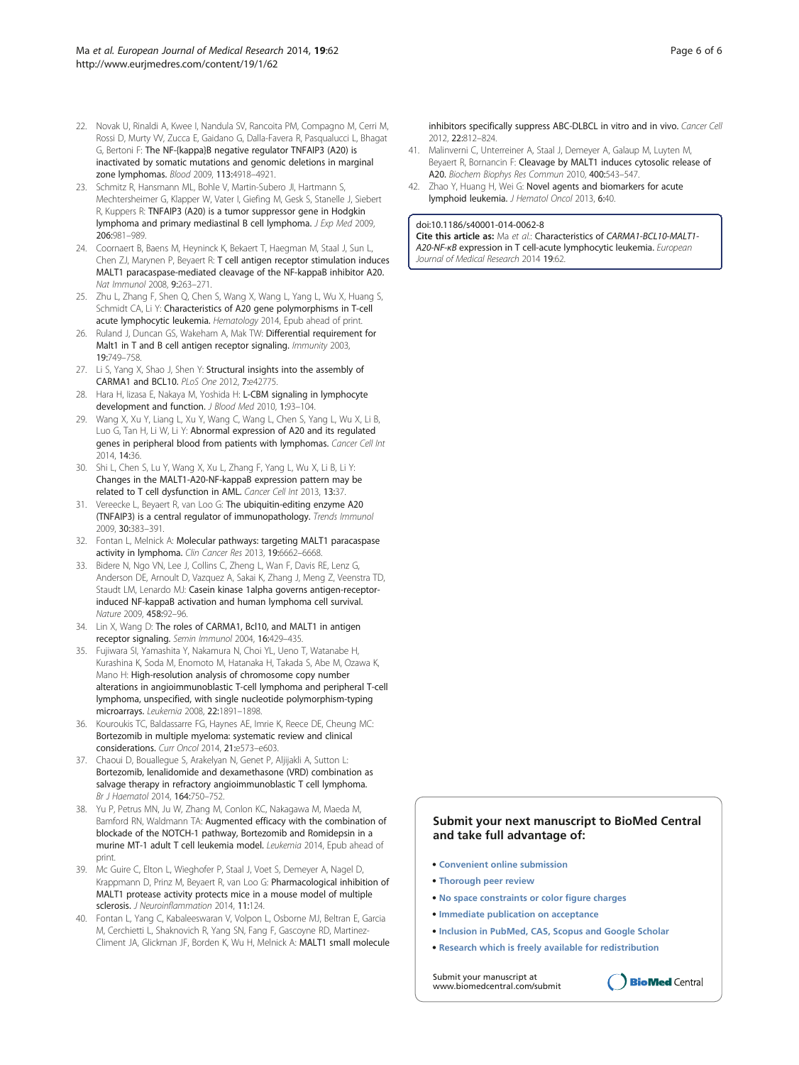22. Novak U, Rinaldi A, Kwee I, Nandula SV, Rancoita PM, Compagno M, Cerri M, Rossi D, Murty VV, Zucca E, Gaidano G, Dalla-Favera R, Pasqualucci L, Bhagat G, Bertoni F: The NF-{kappa}B negative regulator TNFAIP3 (A20) is inactivated by somatic mutations and genomic deletions in marginal zone lymphomas. *Blood* 2009, **113**:4918–4921.
23. Schmitz R, Hansmann ML, Bohle V, Martin-Subero JI, Hartmann S, Mechtersheimer G, Klapper W, Vater I, Giefing M, Gesk S, Stanelle J, Siebert R, Kuppers R: TNFAIP3 (A20) is a tumor suppressor gene in Hodgkin lymphoma and primary mediastinal B cell lymphoma. *J Exp Med* 2009, **206**:981–989.
24. Coornaert B, Baens M, Heyninck K, Bekaert T, Haegman M, Staal J, Sun L, Chen ZJ, Marynen P, Beyaert R: T cell antigen receptor stimulation induces MALT1 paracaspase-mediated cleavage of the NF-kappaB inhibitor A20. *Nat Immunol* 2008, **9**:263–271.
25. Zhu L, Zhang F, Shen Q, Chen S, Wang X, Wang L, Yang L, Wu X, Huang S, Schmidt CA, Li Y: Characteristics of A20 gene polymorphisms in T-cell acute lymphocytic leukemia. *Hematology* 2014, Epub ahead of print.
26. Ruland J, Duncan GS, Wakeham A, Mak TW: Differential requirement for Malt1 in T and B cell antigen receptor signaling. *Immunity* 2003, **19**:749–758.
27. Li S, Yang X, Shao J, Shen Y: Structural insights into the assembly of CARMA1 and BCL10. *PLoS One* 2012, **7**:e42775.
28. Hara H, Iizasa E, Nakaya M, Yoshida H: L-CBM signaling in lymphocyte development and function. *J Blood Med* 2010, **1**:93–104.
29. Wang X, Xu Y, Liang L, Xu Y, Wang C, Wang L, Chen S, Yang L, Wu X, Li B, Luo G, Tan H, Li W, Li Y: Abnormal expression of A20 and its regulated genes in peripheral blood from patients with lymphomas. *Cancer Cell Int* 2014, **14**:36.
30. Shi L, Chen S, Lu Y, Wang X, Xu L, Zhang F, Yang L, Wu X, Li B, Li Y: Changes in the MALT1-A20-NF-kappaB expression pattern may be related to T cell dysfunction in AML. *Cancer Cell Int* 2013, **13**:37.
31. Vereecke L, Beyaert R, van Loo G: The ubiquitin-editing enzyme A20 (TNFAIP3) is a central regulator of immunopathology. *Trends Immunol* 2009, **30**:383–391.
32. Fontan L, Melnick A: Molecular pathways: targeting MALT1 paracaspase activity in lymphoma. *Clin Cancer Res* 2013, **19**:6662–6668.
33. Bidere N, Ngo VN, Lee J, Collins C, Zheng L, Wan F, Davis RE, Lenz G, Anderson DE, Arnoult D, Vazquez A, Sakai K, Zhang J, Meng Z, Veenstra TD, Staudt LM, Lenardo MJ: Casein kinase 1alpha governs antigen-receptor-induced NF-kappaB activation and human lymphoma cell survival. *Nature* 2009, **458**:92–96.
34. Lin X, Wang D: The roles of CARMA1, Bcl10, and MALT1 in antigen receptor signaling. *Semin Immunol* 2004, **16**:429–435.
35. Fujiwara SI, Yamashita Y, Nakamura N, Choi YL, Ueno T, Watanabe H, Kurashina K, Soda M, Enomoto M, Hatanaka H, Takada S, Abe M, Ozawa K, Mano H: High-resolution analysis of chromosome copy number alterations in angioimmunoblastic T-cell lymphoma and peripheral T-cell lymphoma, unspecified, with single nucleotide polymorphism-typing microarrays. *Leukemia* 2008, **22**:1891–1898.
36. Kouroukis TC, Baldassarre FG, Haynes AE, Imrie K, Reece DE, Cheung MC: Bortezomib in multiple myeloma: systematic review and clinical considerations. *Curr Oncol* 2014, **21**:e573–e603.
37. Chaoui D, Bouallegue S, Arakelyan N, Genet P, Aljijakli A, Sutton L: Bortezomib, lenalidomide and dexamethasone (VRD) combination as salvage therapy in refractory angioimmunoblastic T cell lymphoma. *Br J Haematol* 2014, **164**:750–752.
38. Yu P, Petrus MN, Ju W, Zhang M, Conlon KC, Nakagawa M, Maeda M, Bamford RN, Waldmann TA: Augmented efficacy with the combination of blockade of the NOTCH-1 pathway, Bortezomib and Romidepsin in a murine MT-1 adult T cell leukemia model. *Leukemia* 2014, Epub ahead of print.
39. Mc Guire C, Elton L, Wieghofer P, Staal J, Voet S, Demeyer A, Nagel D, Krappmann D, Prinz M, Beyaert R, van Loo G: Pharmacological inhibition of MALT1 protease activity protects mice in a mouse model of multiple sclerosis. *J Neuroinflammation* 2014, **11**:124.
40. Fontan L, Yang C, Kabaleeswaran V, Volpon L, Osborne MJ, Beltran E, Garcia M, Cerchietti L, Shaknovich R, Yang SN, Fang F, Gascoyne RD, Martinez-Climent JA, Glickman JF, Borden K, Wu H, Melnick A: MALT1 small molecule inhibitors specifically suppress ABC-DLBCL in vitro and in vivo. *Cancer Cell* 2012, **22**:812–824.
41. Malinverni C, Unterreiner A, Staal J, Demeyer A, Galaup M, Luyten M, Beyaert R, Bornancin F: Cleavage by MALT1 induces cytosolic release of A20. *Biochem Biophys Res Commun* 2010, **400**:543–547.
42. Zhao Y, Huang H, Wei G: Novel agents and biomarkers for acute lymphoid leukemia. *J Hematol Oncol* 2013, **6**:40.

doi:10.1186/s40001-014-0062-8

**Cite this article as:** Ma *et al.*: Characteristics of *CARMA1-BCL10-MALT1-A20-NF-κB* expression in T cell-acute lymphocytic leukemia. *European Journal of Medical Research* 2014 **19**:62.

**Submit your next manuscript to BioMed Central and take full advantage of:**

- Convenient online submission
- Thorough peer review
- No space constraints or color figure charges
- Immediate publication on acceptance
- Inclusion in PubMed, CAS, Scopus and Google Scholar
- Research which is freely available for redistribution

Submit your manuscript at www.biomedcentral.com/submit

BioMed Central